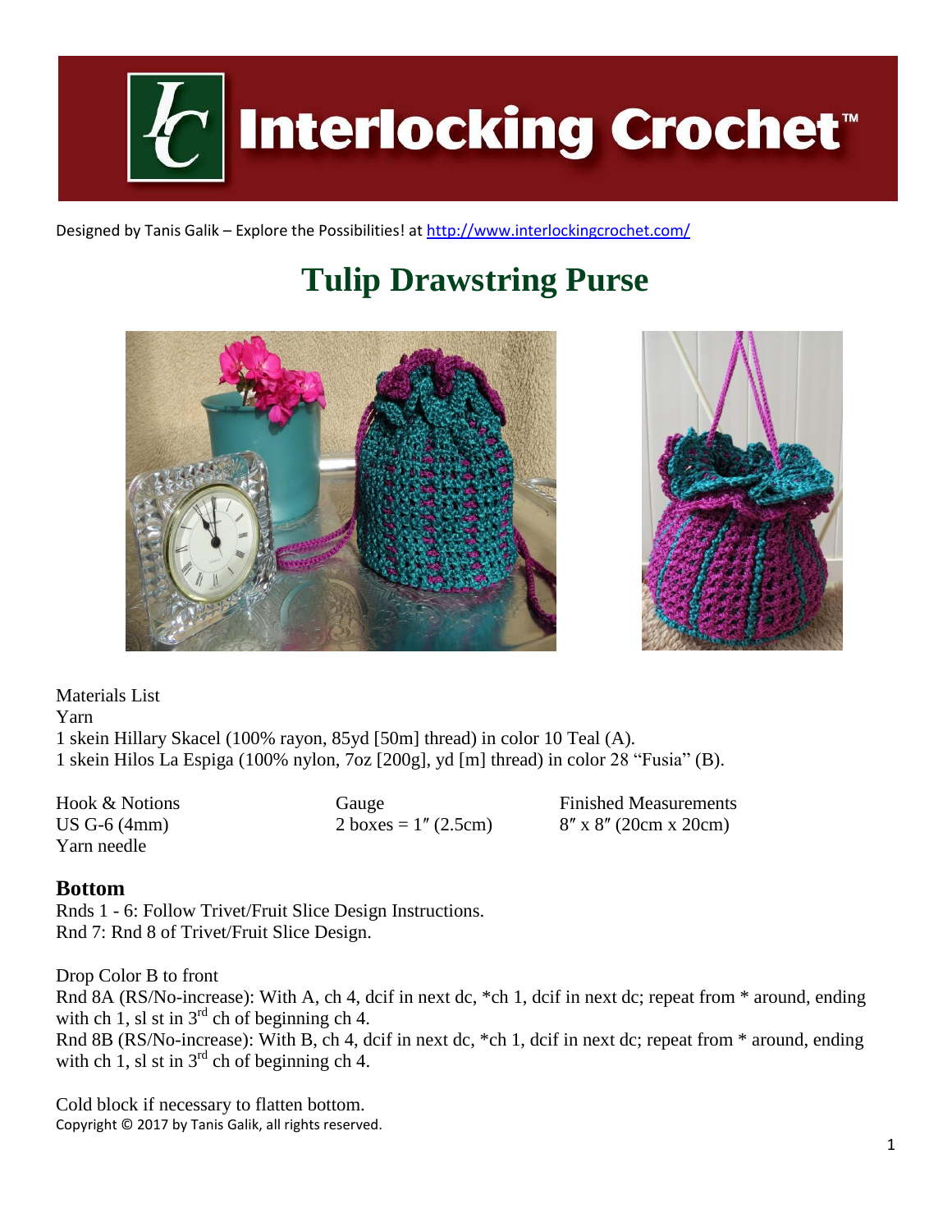# Interlocking Crochet™

Designed by Tanis Galik – Explore the Possibilities! at http://www.interlockingcrochet.com/

## Tulip Drawstring Purse

Materials List
Yarn
1 skein Hillary Skacel (100% rayon, 85yd [50m] thread) in color 10 Teal (A).
1 skein Hilos La Espiga (100% nylon, 7oz [200g], yd [m] thread) in color 28 "Fusia" (B).

| Hook & Notions | Gauge | Finished Measurements |
| --- | --- | --- |
| US G-6 (4mm) | 2 boxes = 1″ (2.5cm) | 8″ x 8″ (20cm x 20cm) |
| Yarn needle | | |

### Bottom

Rnds 1 - 6: Follow Trivet/Fruit Slice Design Instructions.
Rnd 7: Rnd 8 of Trivet/Fruit Slice Design.

Drop Color B to front
Rnd 8A (RS/No-increase): With A, ch 4, dcif in next dc, *ch 1, dcif in next dc; repeat from * around, ending with ch 1, sl st in 3rd ch of beginning ch 4.
Rnd 8B (RS/No-increase): With B, ch 4, dcif in next dc, *ch 1, dcif in next dc; repeat from * around, ending with ch 1, sl st in 3rd ch of beginning ch 4.

Cold block if necessary to flatten bottom.

Copyright © 2017 by Tanis Galik, all rights reserved.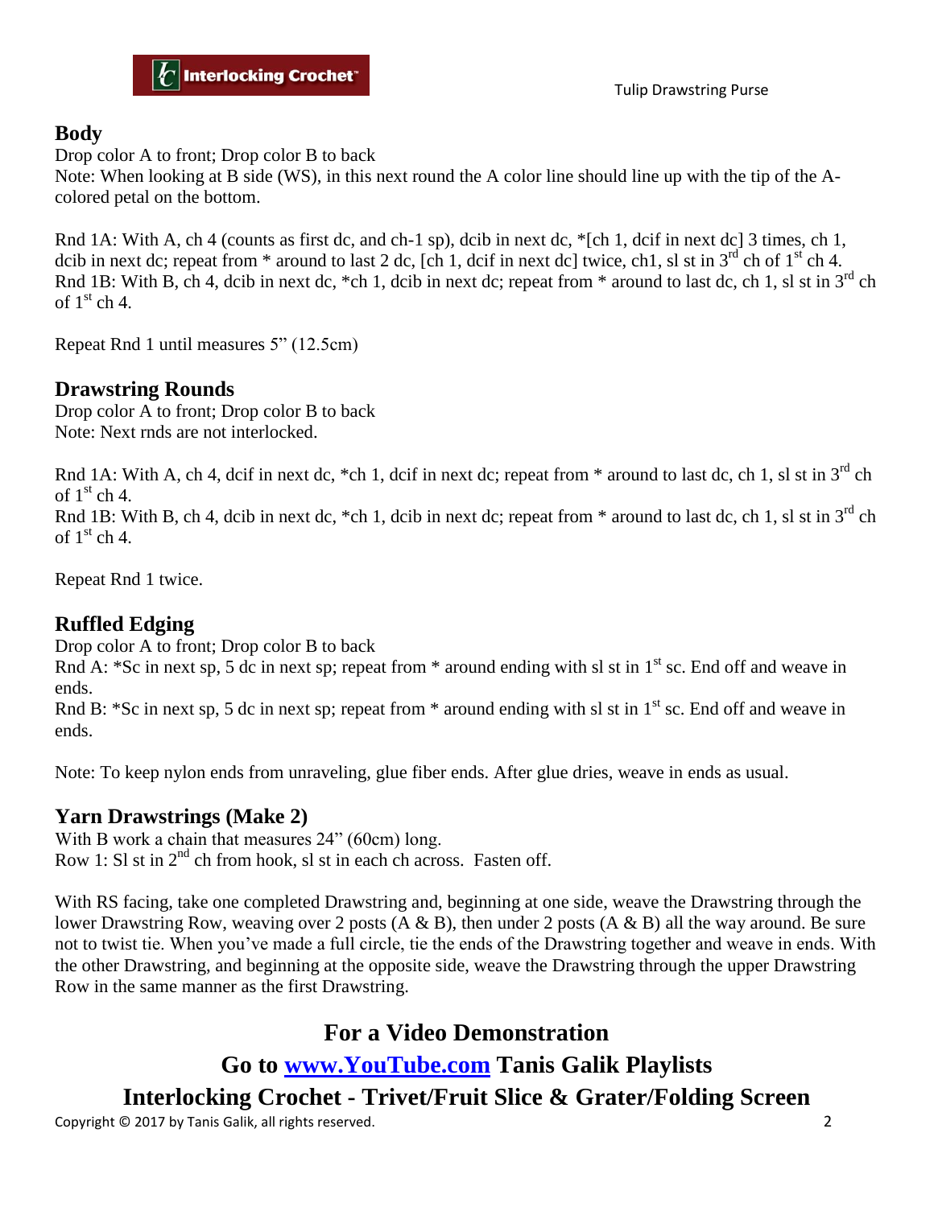## Body

Drop color A to front; Drop color B to back

Note: When looking at B side (WS), in this next round the A color line should line up with the tip of the A-colored petal on the bottom.

Rnd 1A: With A, ch 4 (counts as first dc, and ch-1 sp), dcib in next dc, *[ch 1, dcif in next dc] 3 times, ch 1, dcib in next dc; repeat from * around to last 2 dc, [ch 1, dcif in next dc] twice, ch1, sl st in 3rd ch of 1st ch 4.
Rnd 1B: With B, ch 4, dcib in next dc, *ch 1, dcib in next dc; repeat from * around to last dc, ch 1, sl st in 3rd ch of 1st ch 4.

Repeat Rnd 1 until measures 5" (12.5cm)

## Drawstring Rounds

Drop color A to front; Drop color B to back

Note: Next rnds are not interlocked.

Rnd 1A: With A, ch 4, dcif in next dc, *ch 1, dcif in next dc; repeat from * around to last dc, ch 1, sl st in 3rd ch of 1st ch 4.
Rnd 1B: With B, ch 4, dcib in next dc, *ch 1, dcib in next dc; repeat from * around to last dc, ch 1, sl st in 3rd ch of 1st ch 4.

Repeat Rnd 1 twice.

## Ruffled Edging

Drop color A to front; Drop color B to back

Rnd A: *Sc in next sp, 5 dc in next sp; repeat from * around ending with sl st in 1st sc. End off and weave in ends.
Rnd B: *Sc in next sp, 5 dc in next sp; repeat from * around ending with sl st in 1st sc. End off and weave in ends.

Note: To keep nylon ends from unraveling, glue fiber ends. After glue dries, weave in ends as usual.

## Yarn Drawstrings (Make 2)

With B work a chain that measures 24" (60cm) long.
Row 1: Sl st in 2nd ch from hook, sl st in each ch across. Fasten off.

With RS facing, take one completed Drawstring and, beginning at one side, weave the Drawstring through the lower Drawstring Row, weaving over 2 posts (A & B), then under 2 posts (A & B) all the way around. Be sure not to twist tie. When you've made a full circle, tie the ends of the Drawstring together and weave in ends. With the other Drawstring, and beginning at the opposite side, weave the Drawstring through the upper Drawstring Row in the same manner as the first Drawstring.

**For a Video Demonstration**

**Go to [www.YouTube.com](http://www.YouTube.com) Tanis Galik Playlists**

**Interlocking Crochet - Trivet/Fruit Slice & Grater/Folding Screen**

Copyright © 2017 by Tanis Galik, all rights reserved.